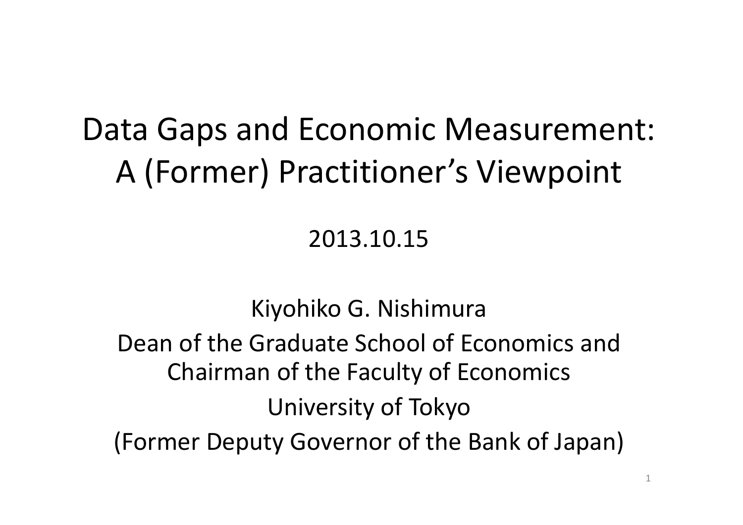# Data Gaps and Economic Measurement: A (Former) Practitioner's Viewpoint

2013.10.15

Kiyohiko G. Nishimura

Dean of the Graduate School of Economics and Chairman of the Faculty of Economics

University of Tokyo

(Former Deputy Governor of the Bank of Japan)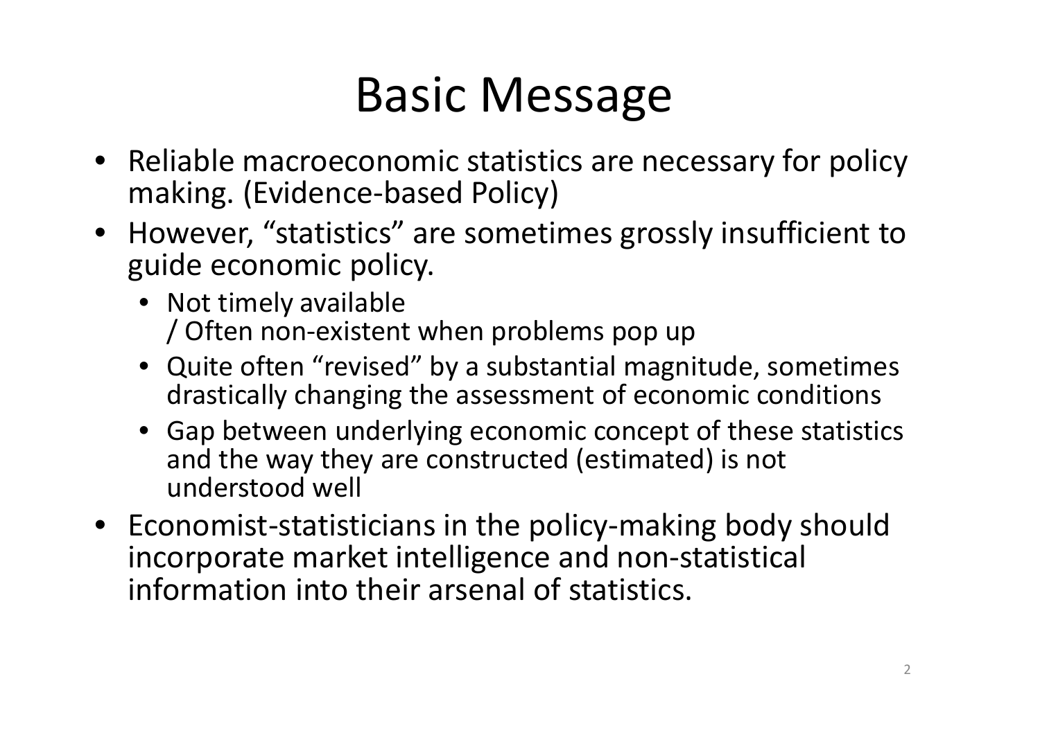# Basic Message

- Reliable macroeconomic statistics are necessary for policy making. (Evidence-based Policy)
- However, "statistics" are sometimes grossly insufficient to guide economic policy.
  - Not timely available
    / Often non-existent when problems pop up
  - Quite often "revised" by a substantial magnitude, sometimes drastically changing the assessment of economic conditions
  - Gap between underlying economic concept of these statistics and the way they are constructed (estimated) is not understood well
- Economist-statisticians in the policy-making body should incorporate market intelligence and non-statistical information into their arsenal of statistics.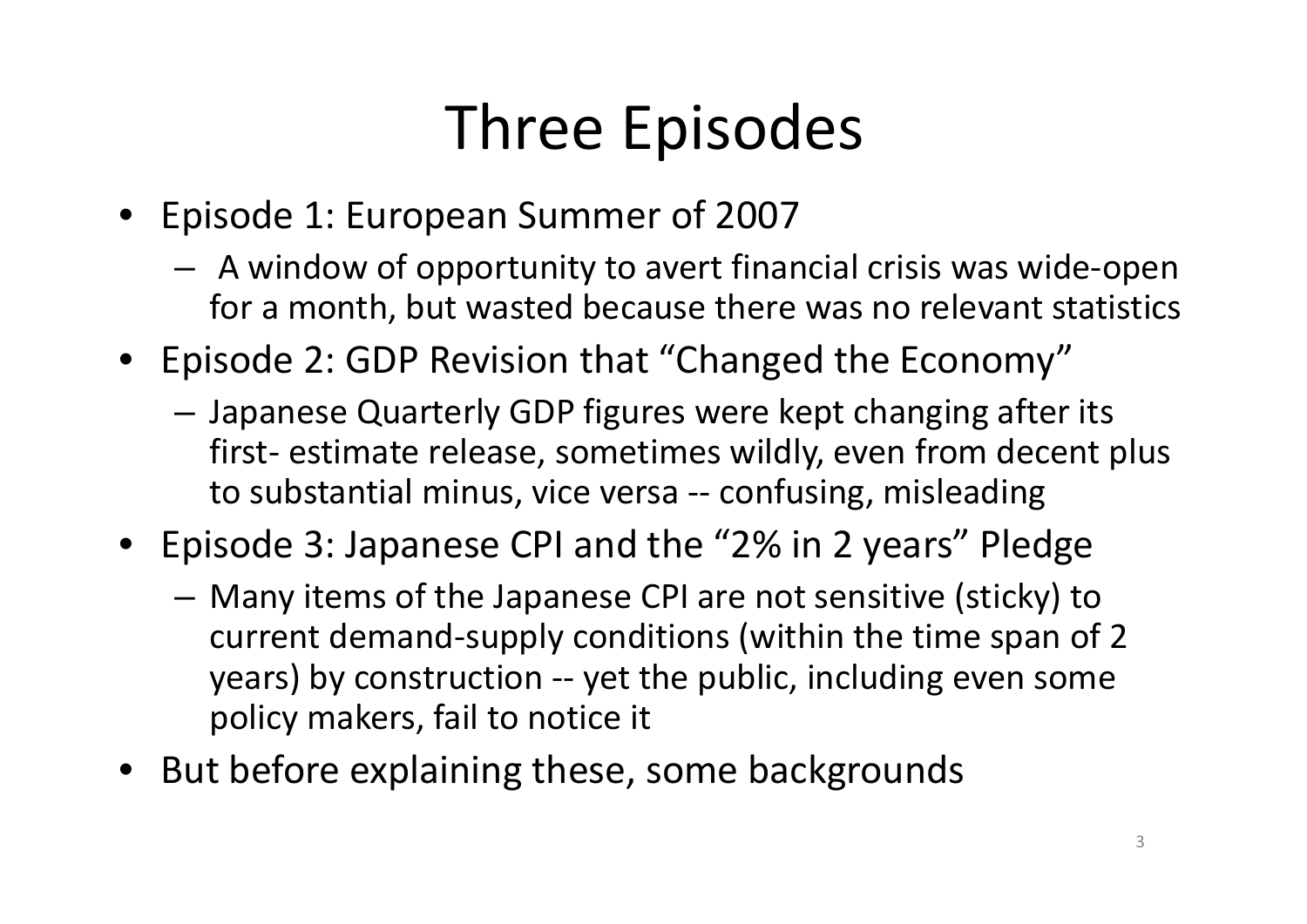# Three Episodes

- Episode 1: European Summer of 2007
  - A window of opportunity to avert financial crisis was wide-open for a month, but wasted because there was no relevant statistics
- Episode 2: GDP Revision that "Changed the Economy"
  - Japanese Quarterly GDP figures were kept changing after its first- estimate release, sometimes wildly, even from decent plus to substantial minus, vice versa -- confusing, misleading
- Episode 3: Japanese CPI and the "2% in 2 years" Pledge
  - Many items of the Japanese CPI are not sensitive (sticky) to current demand-supply conditions (within the time span of 2 years) by construction -- yet the public, including even some policy makers, fail to notice it
- But before explaining these, some backgrounds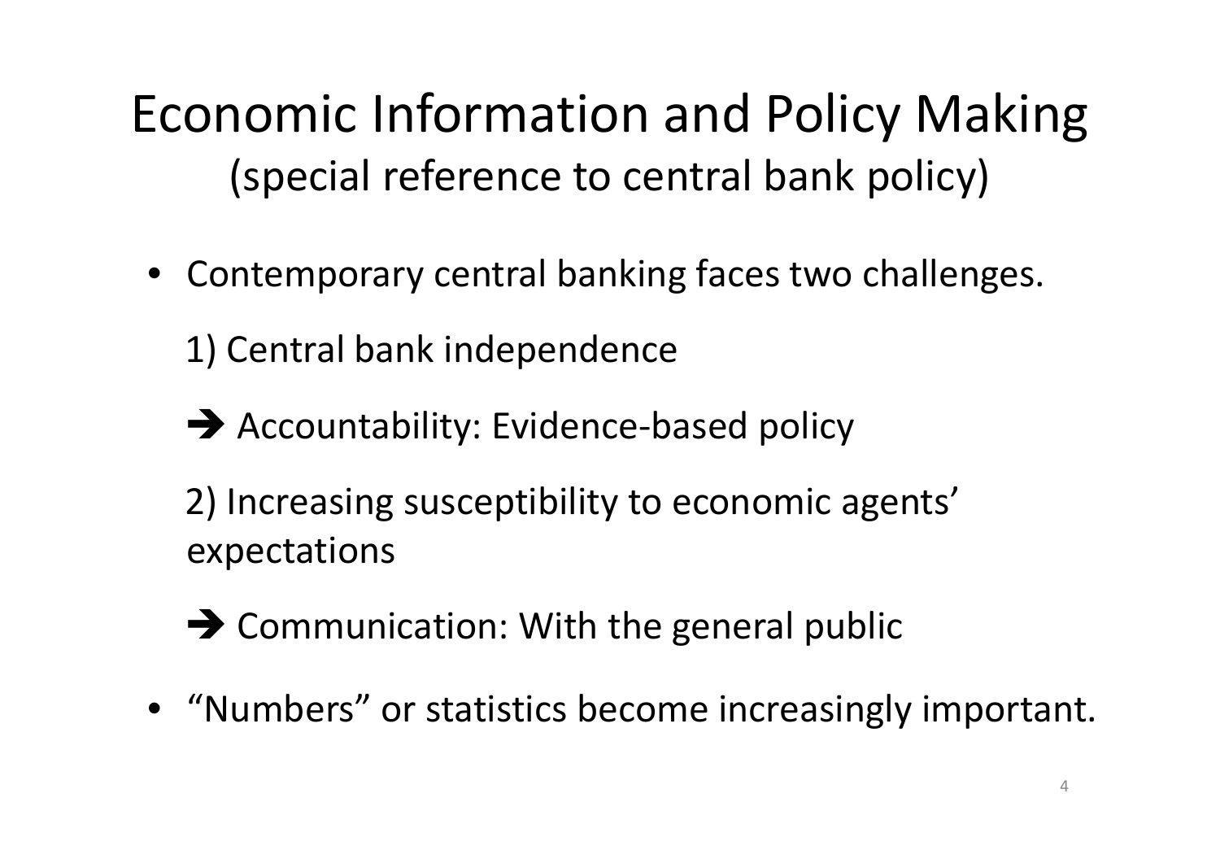# Economic Information and Policy Making

## (special reference to central bank policy)

- Contemporary central banking faces two challenges.

  1) Central bank independence

  ➔ Accountability: Evidence-based policy

  2) Increasing susceptibility to economic agents' expectations

  ➔ Communication: With the general public

- "Numbers" or statistics become increasingly important.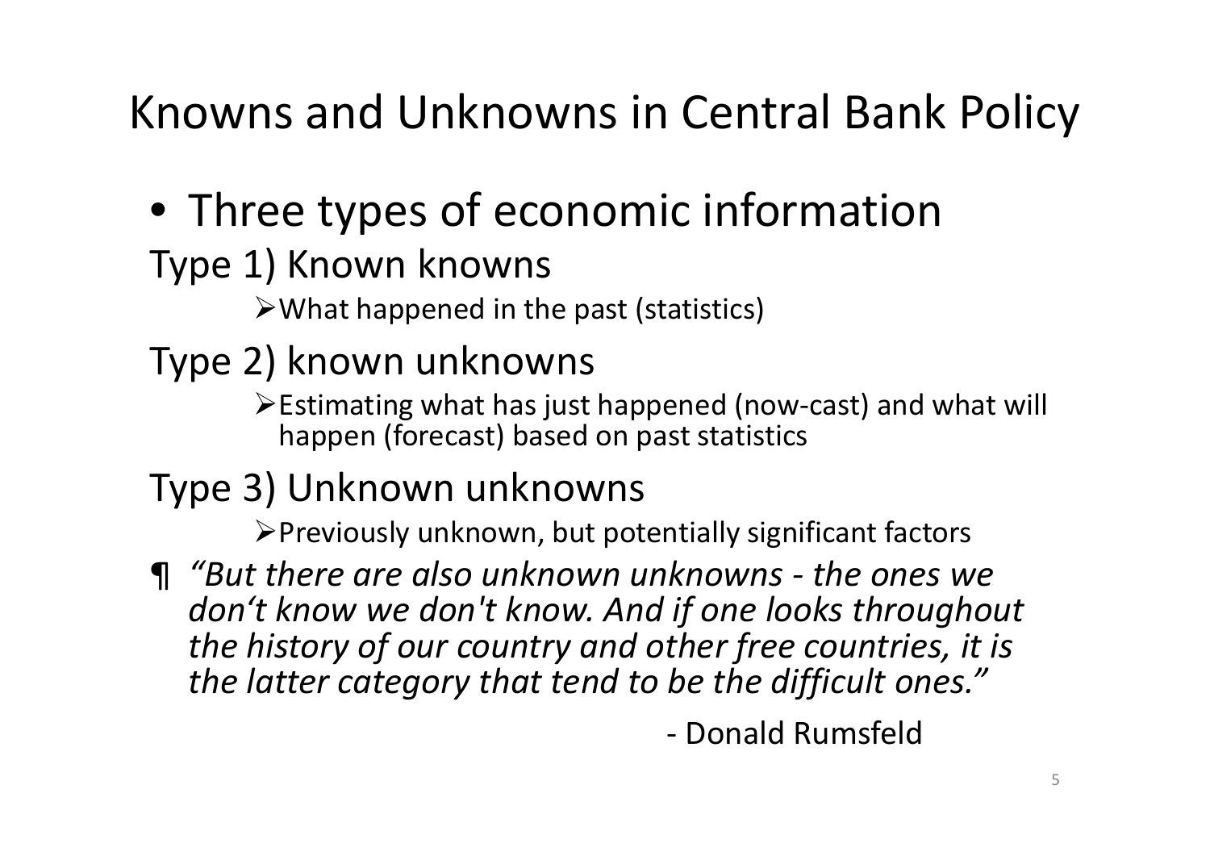# Knowns and Unknowns in Central Bank Policy

- Three types of economic information

Type 1) Known knowns

- What happened in the past (statistics)

Type 2) known unknowns

- Estimating what has just happened (now-cast) and what will happen (forecast) based on past statistics

Type 3) Unknown unknowns

- Previously unknown, but potentially significant factors

¶ *"But there are also unknown unknowns - the ones we don't know we don't know. And if one looks throughout the history of our country and other free countries, it is the latter category that tend to be the difficult ones."*

- Donald Rumsfeld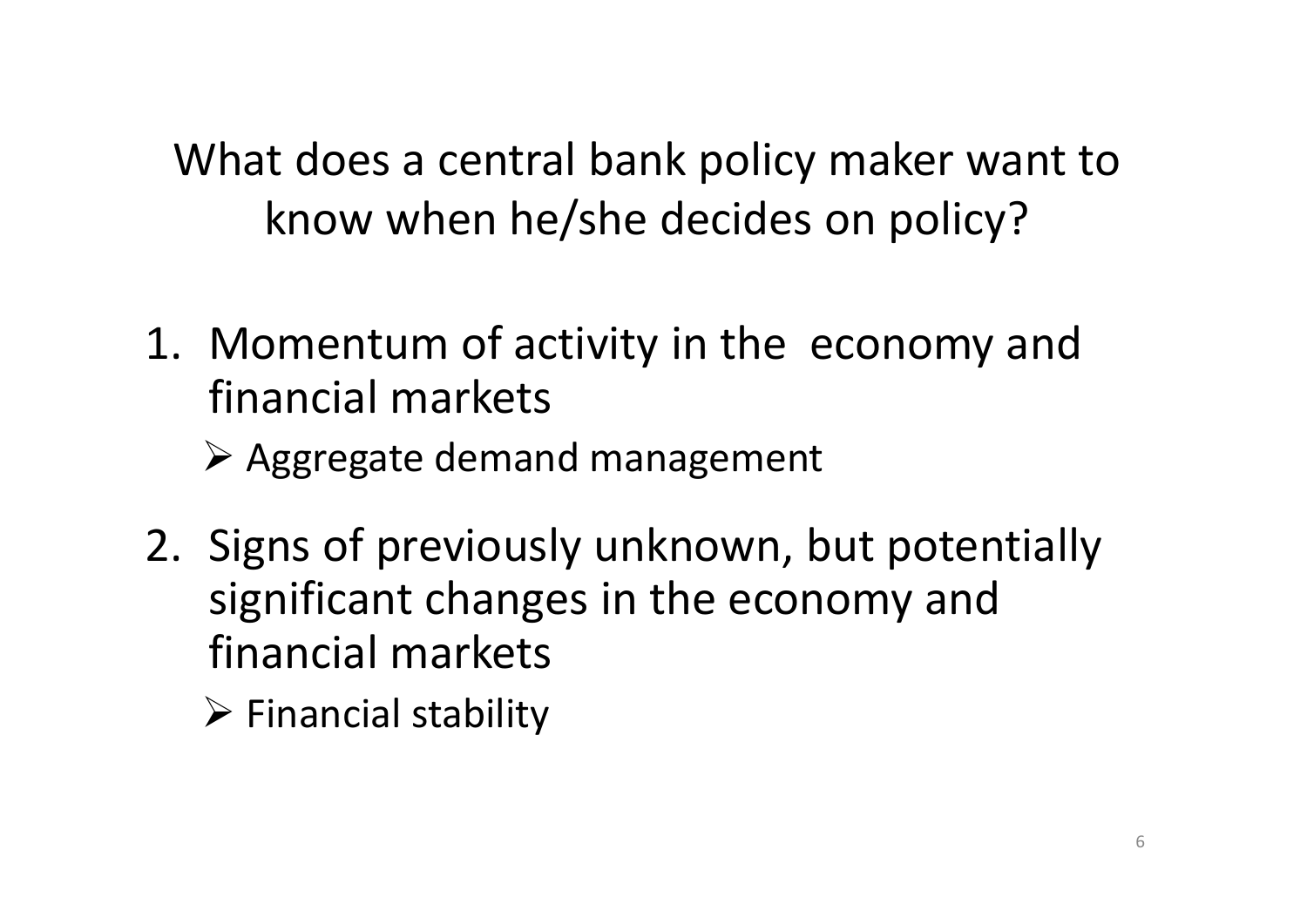# What does a central bank policy maker want to know when he/she decides on policy?

1. Momentum of activity in the economy and financial markets
   - Aggregate demand management
2. Signs of previously unknown, but potentially significant changes in the economy and financial markets
   - Financial stability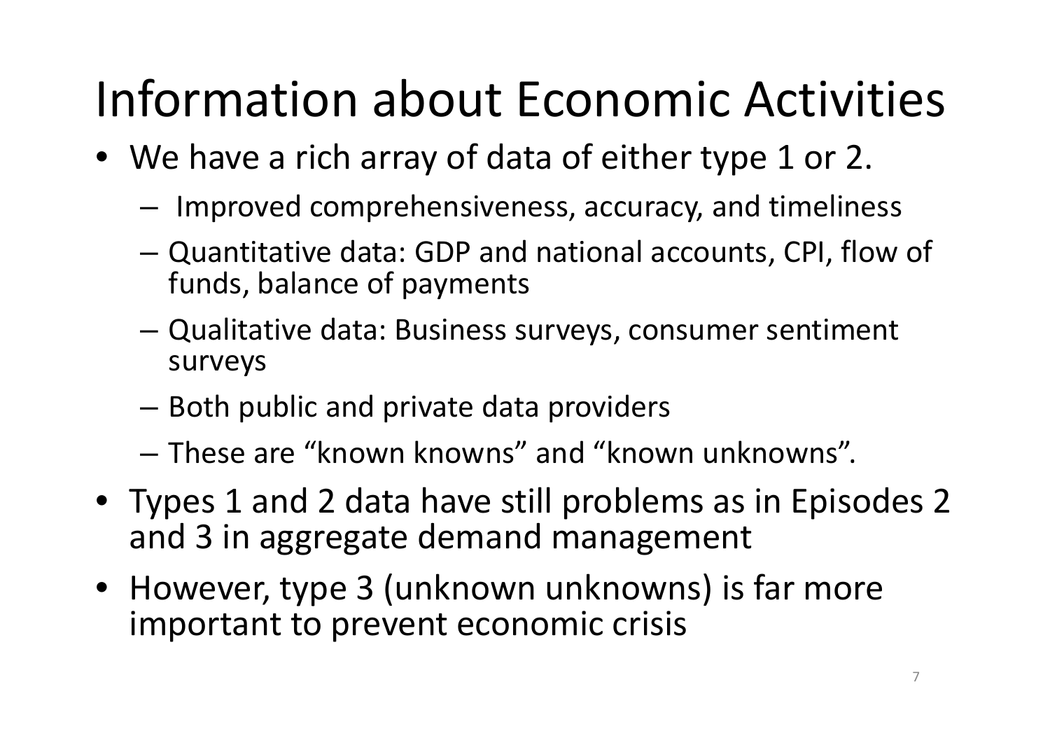# Information about Economic Activities

- We have a rich array of data of either type 1 or 2.
  - Improved comprehensiveness, accuracy, and timeliness
  - Quantitative data: GDP and national accounts, CPI, flow of funds, balance of payments
  - Qualitative data: Business surveys, consumer sentiment surveys
  - Both public and private data providers
  - These are "known knowns" and "known unknowns".
- Types 1 and 2 data have still problems as in Episodes 2 and 3 in aggregate demand management
- However, type 3 (unknown unknowns) is far more important to prevent economic crisis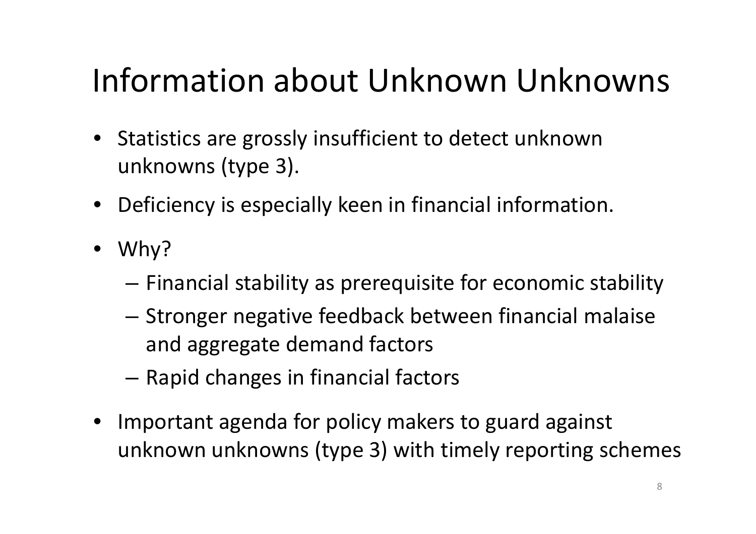# Information about Unknown Unknowns

- Statistics are grossly insufficient to detect unknown unknowns (type 3).
- Deficiency is especially keen in financial information.
- Why?
  - Financial stability as prerequisite for economic stability
  - Stronger negative feedback between financial malaise and aggregate demand factors
  - Rapid changes in financial factors
- Important agenda for policy makers to guard against unknown unknowns (type 3) with timely reporting schemes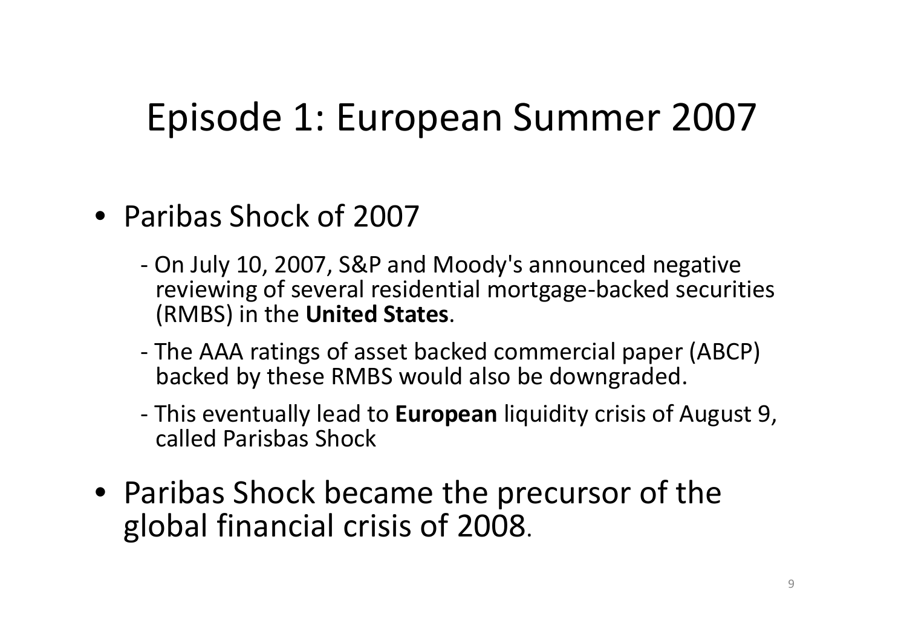# Episode 1: European Summer 2007

- Paribas Shock of 2007
  - On July 10, 2007, S&P and Moody's announced negative reviewing of several residential mortgage-backed securities (RMBS) in the **United States**.
  - The AAA ratings of asset backed commercial paper (ABCP) backed by these RMBS would also be downgraded.
  - This eventually lead to **European** liquidity crisis of August 9, called Parisbas Shock
- Paribas Shock became the precursor of the global financial crisis of 2008.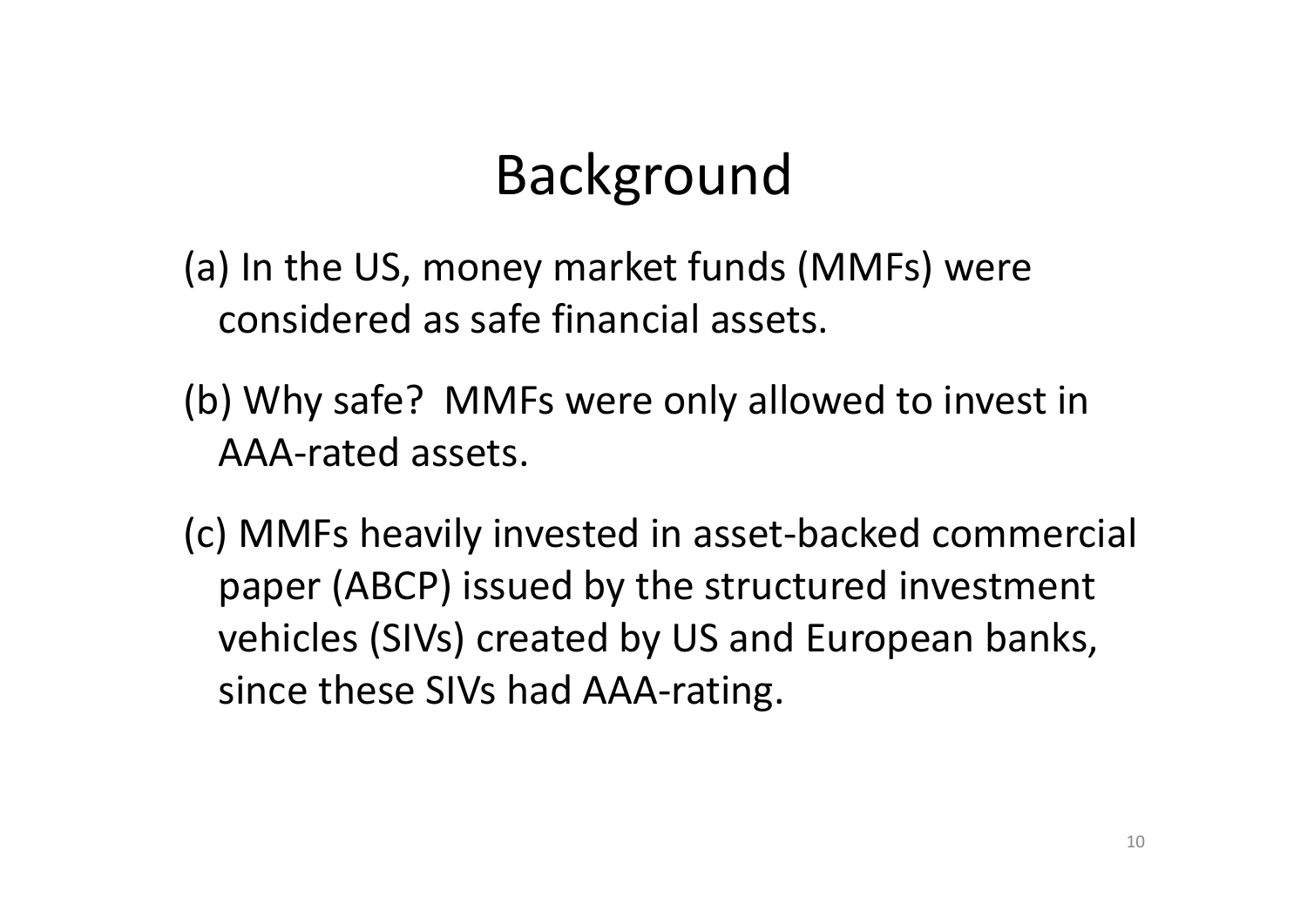# Background

(a) In the US, money market funds (MMFs) were considered as safe financial assets.

(b) Why safe? MMFs were only allowed to invest in AAA-rated assets.

(c) MMFs heavily invested in asset-backed commercial paper (ABCP) issued by the structured investment vehicles (SIVs) created by US and European banks, since these SIVs had AAA-rating.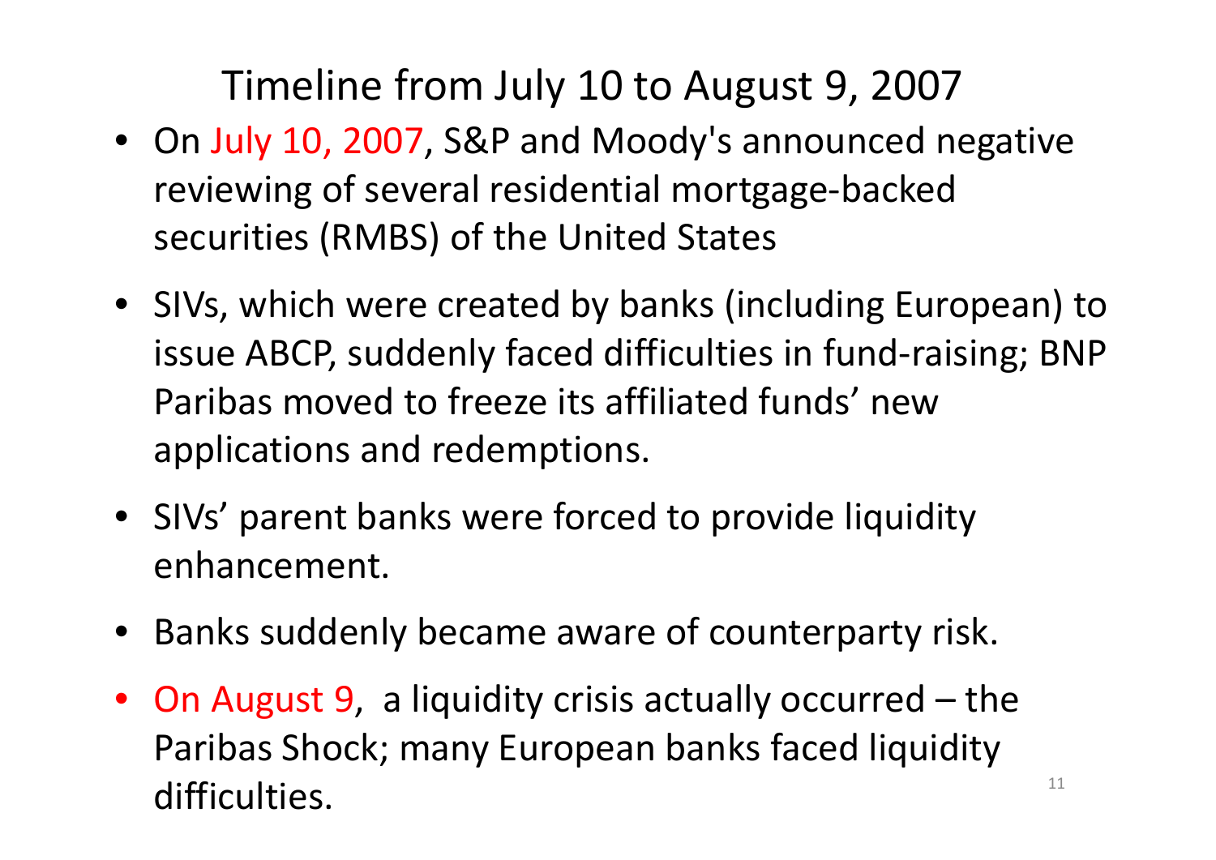# Timeline from July 10 to August 9, 2007

- On July 10, 2007, S&P and Moody's announced negative reviewing of several residential mortgage-backed securities (RMBS) of the United States
- SIVs, which were created by banks (including European) to issue ABCP, suddenly faced difficulties in fund-raising; BNP Paribas moved to freeze its affiliated funds' new applications and redemptions.
- SIVs' parent banks were forced to provide liquidity enhancement.
- Banks suddenly became aware of counterparty risk.
- On August 9, a liquidity crisis actually occurred – the Paribas Shock; many European banks faced liquidity difficulties.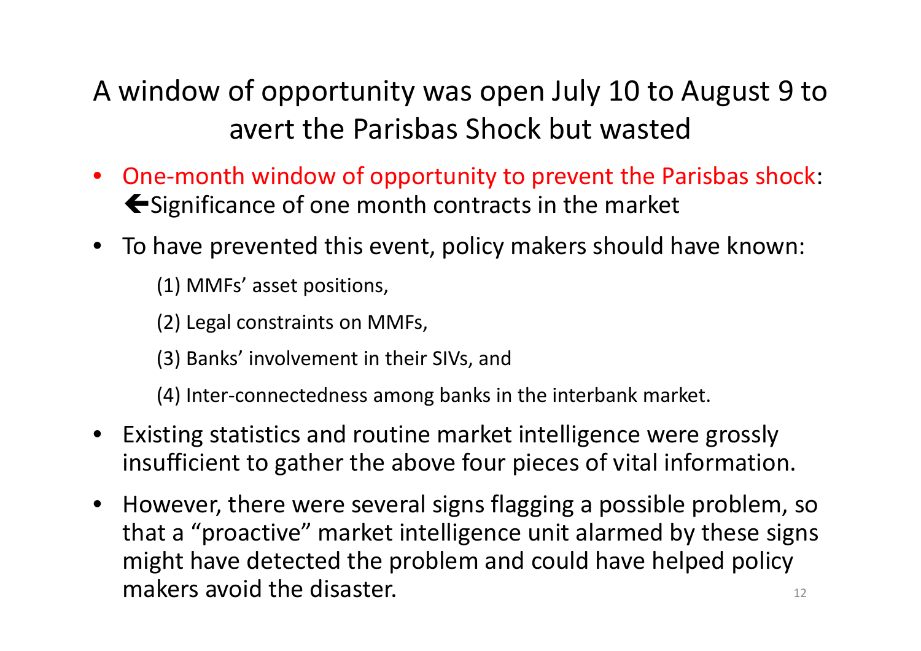# A window of opportunity was open July 10 to August 9 to avert the Parisbas Shock but wasted

- One-month window of opportunity to prevent the Parisbas shock:
  🡸Significance of one month contracts in the market
- To have prevented this event, policy makers should have known:

  (1) MMFs' asset positions,

  (2) Legal constraints on MMFs,

  (3) Banks' involvement in their SIVs, and

  (4) Inter-connectedness among banks in the interbank market.
- Existing statistics and routine market intelligence were grossly insufficient to gather the above four pieces of vital information.
- However, there were several signs flagging a possible problem, so that a "proactive" market intelligence unit alarmed by these signs might have detected the problem and could have helped policy makers avoid the disaster.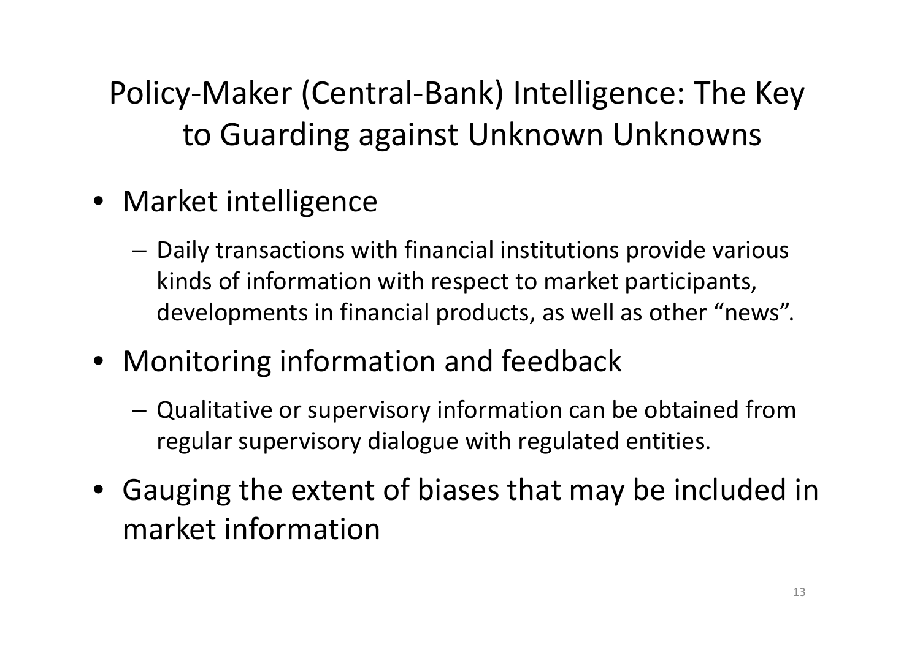# Policy-Maker (Central-Bank) Intelligence: The Key to Guarding against Unknown Unknowns

- Market intelligence
  - Daily transactions with financial institutions provide various kinds of information with respect to market participants, developments in financial products, as well as other "news".
- Monitoring information and feedback
  - Qualitative or supervisory information can be obtained from regular supervisory dialogue with regulated entities.
- Gauging the extent of biases that may be included in market information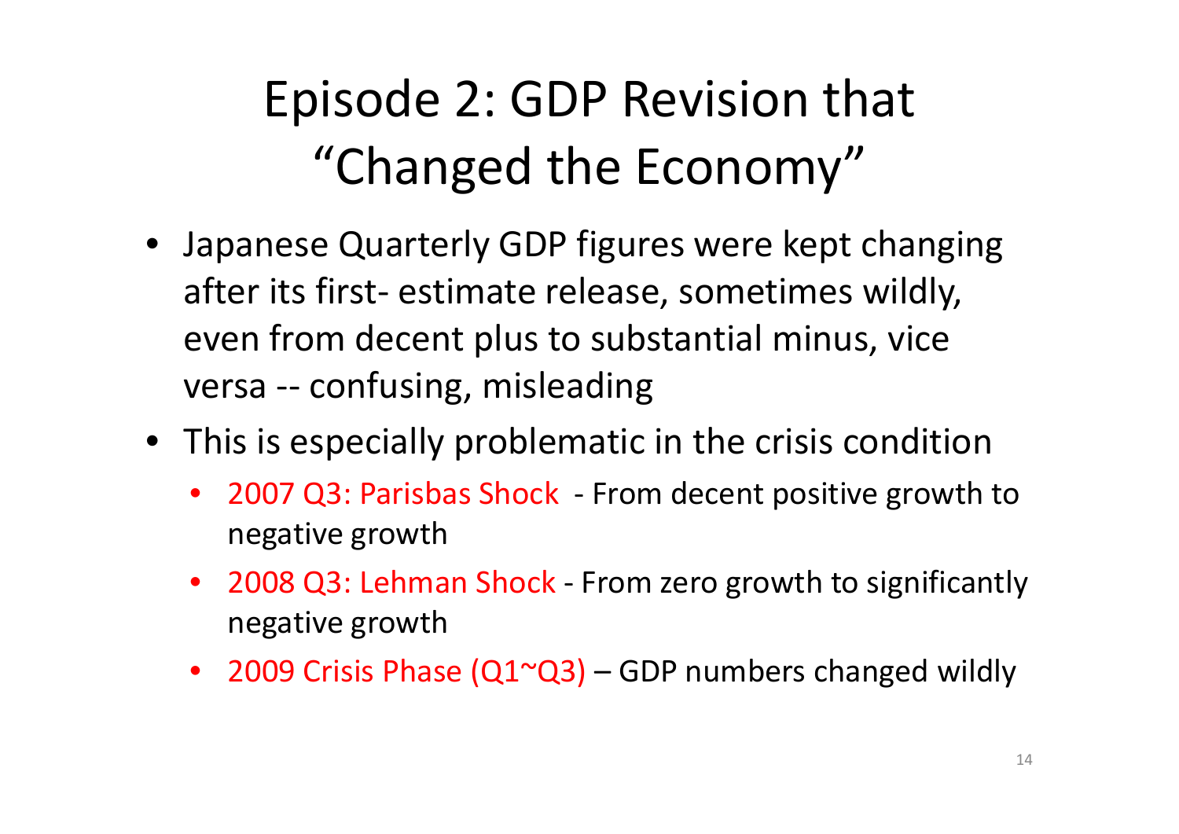# Episode 2: GDP Revision that "Changed the Economy"

- Japanese Quarterly GDP figures were kept changing after its first- estimate release, sometimes wildly, even from decent plus to substantial minus, vice versa -- confusing, misleading
- This is especially problematic in the crisis condition
  - 2007 Q3: Parisbas Shock - From decent positive growth to negative growth
  - 2008 Q3: Lehman Shock - From zero growth to significantly negative growth
  - 2009 Crisis Phase (Q1~Q3) – GDP numbers changed wildly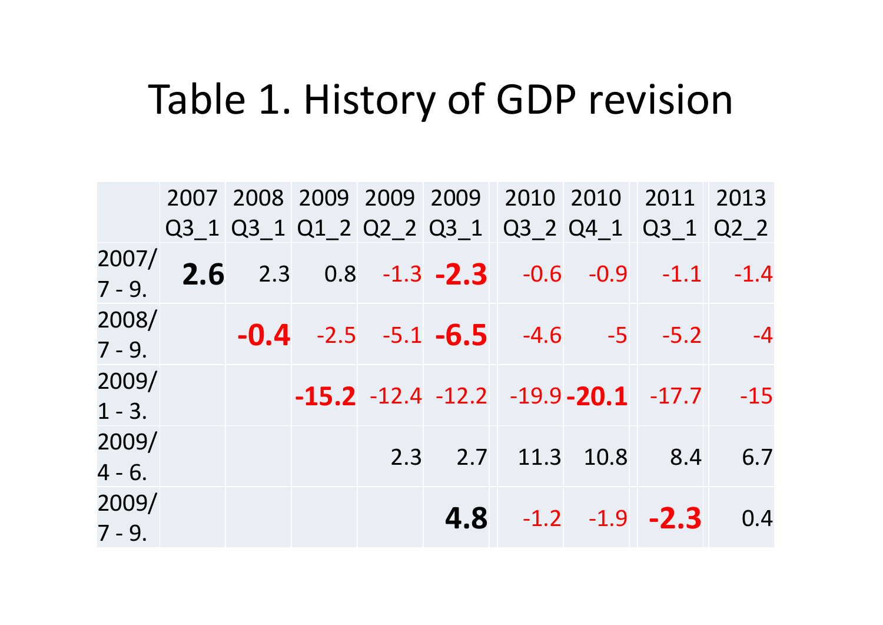# Table 1. History of GDP revision

| | 2007 Q3_1 | 2008 Q3_1 | 2009 Q1_2 | 2009 Q2_2 | 2009 Q3_1 | 2010 Q3_2 | 2010 Q4_1 | 2011 Q3_1 | 2013 Q2_2 |
|---|---|---|---|---|---|---|---|---|---|
| 2007/ 7 - 9. | **2.6** | 2.3 | 0.8 | -1.3 | **-2.3** | -0.6 | -0.9 | -1.1 | -1.4 |
| 2008/ 7 - 9. | | **-0.4** | -2.5 | -5.1 | **-6.5** | -4.6 | -5 | -5.2 | -4 |
| 2009/ 1 - 3. | | | **-15.2** | -12.4 | -12.2 | -19.9 | **-20.1** | -17.7 | -15 |
| 2009/ 4 - 6. | | | | 2.3 | 2.7 | 11.3 | 10.8 | 8.4 | 6.7 |
| 2009/ 7 - 9. | | | | | **4.8** | -1.2 | -1.9 | **-2.3** | 0.4 |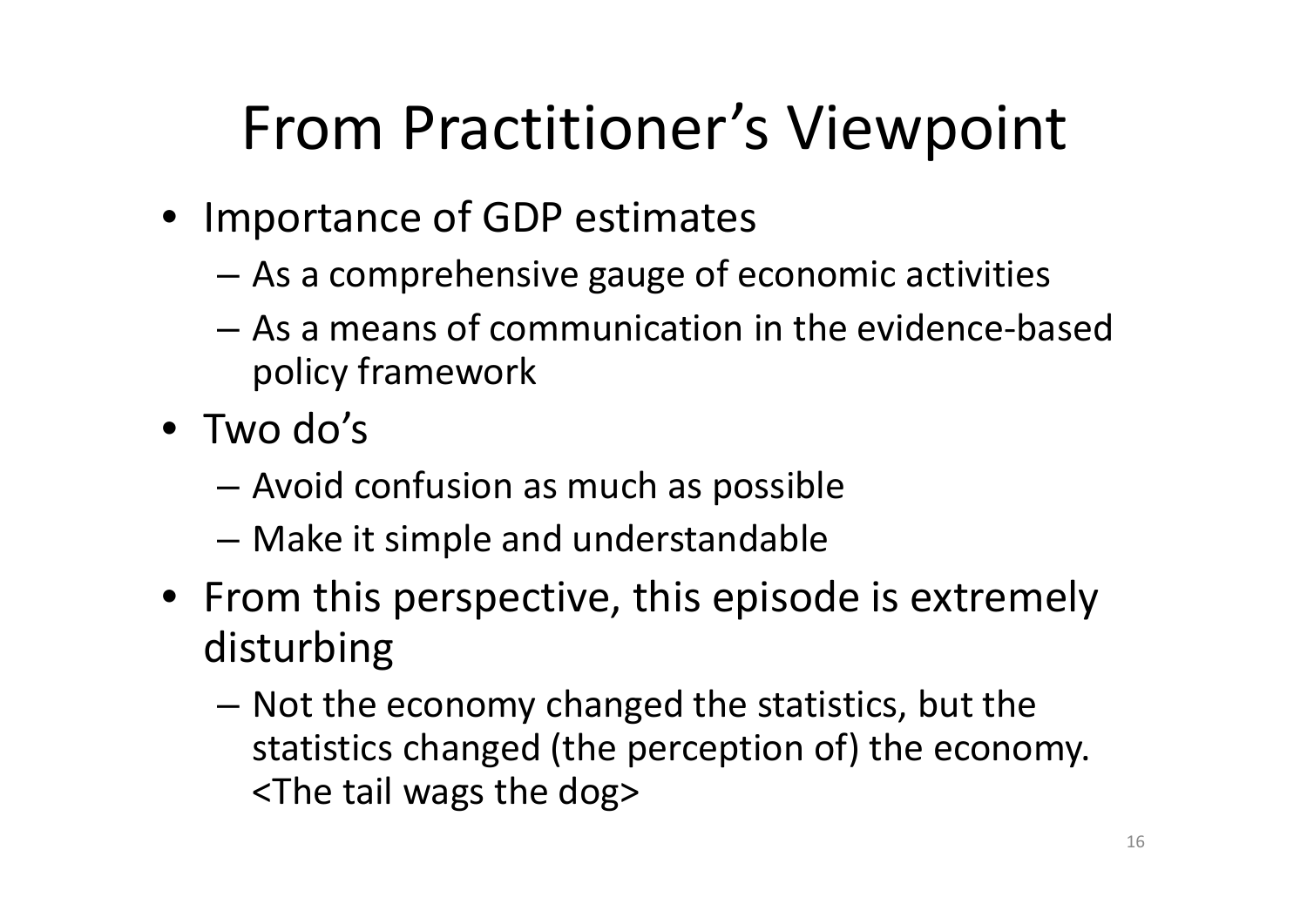# From Practitioner's Viewpoint

- Importance of GDP estimates
  - As a comprehensive gauge of economic activities
  - As a means of communication in the evidence-based policy framework
- Two do's
  - Avoid confusion as much as possible
  - Make it simple and understandable
- From this perspective, this episode is extremely disturbing
  - Not the economy changed the statistics, but the statistics changed (the perception of) the economy. <The tail wags the dog>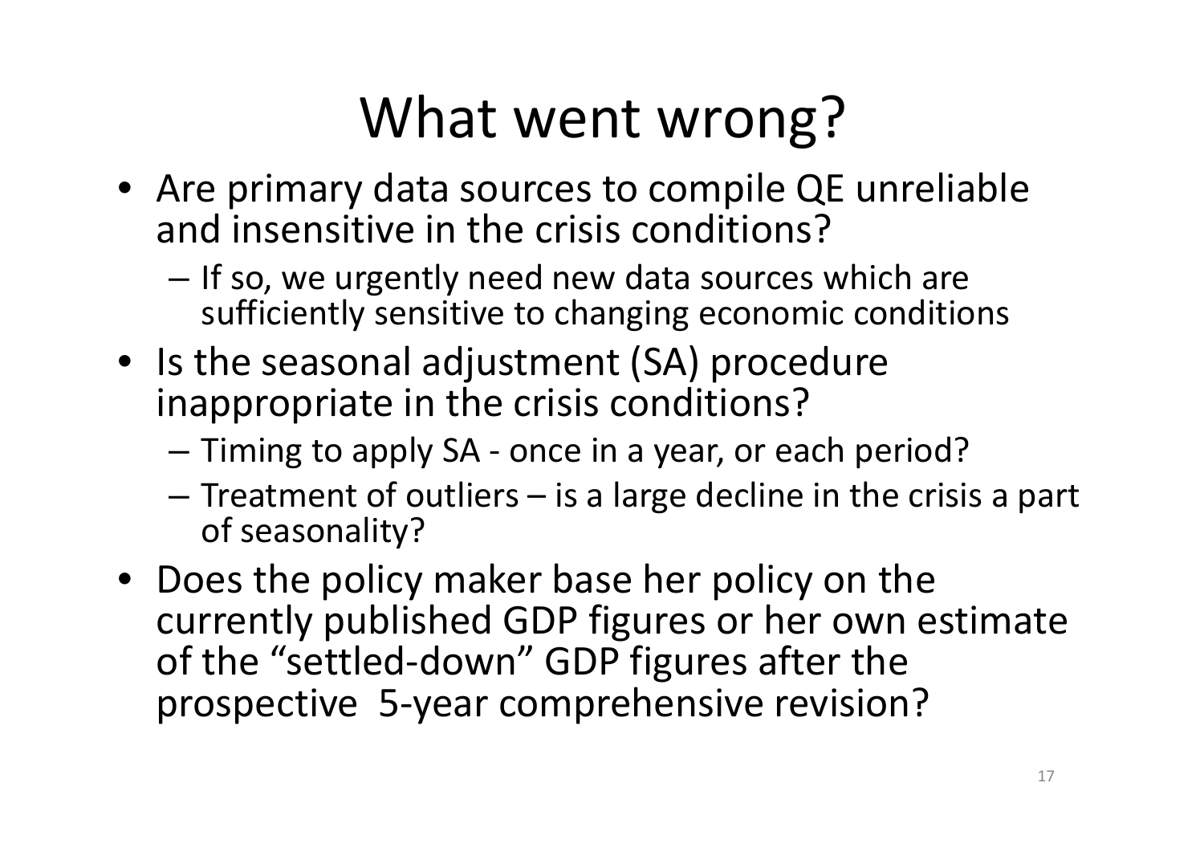# What went wrong?

- Are primary data sources to compile QE unreliable and insensitive in the crisis conditions?
  - If so, we urgently need new data sources which are sufficiently sensitive to changing economic conditions
- Is the seasonal adjustment (SA) procedure inappropriate in the crisis conditions?
  - Timing to apply SA - once in a year, or each period?
  - Treatment of outliers – is a large decline in the crisis a part of seasonality?
- Does the policy maker base her policy on the currently published GDP figures or her own estimate of the "settled-down" GDP figures after the prospective 5-year comprehensive revision?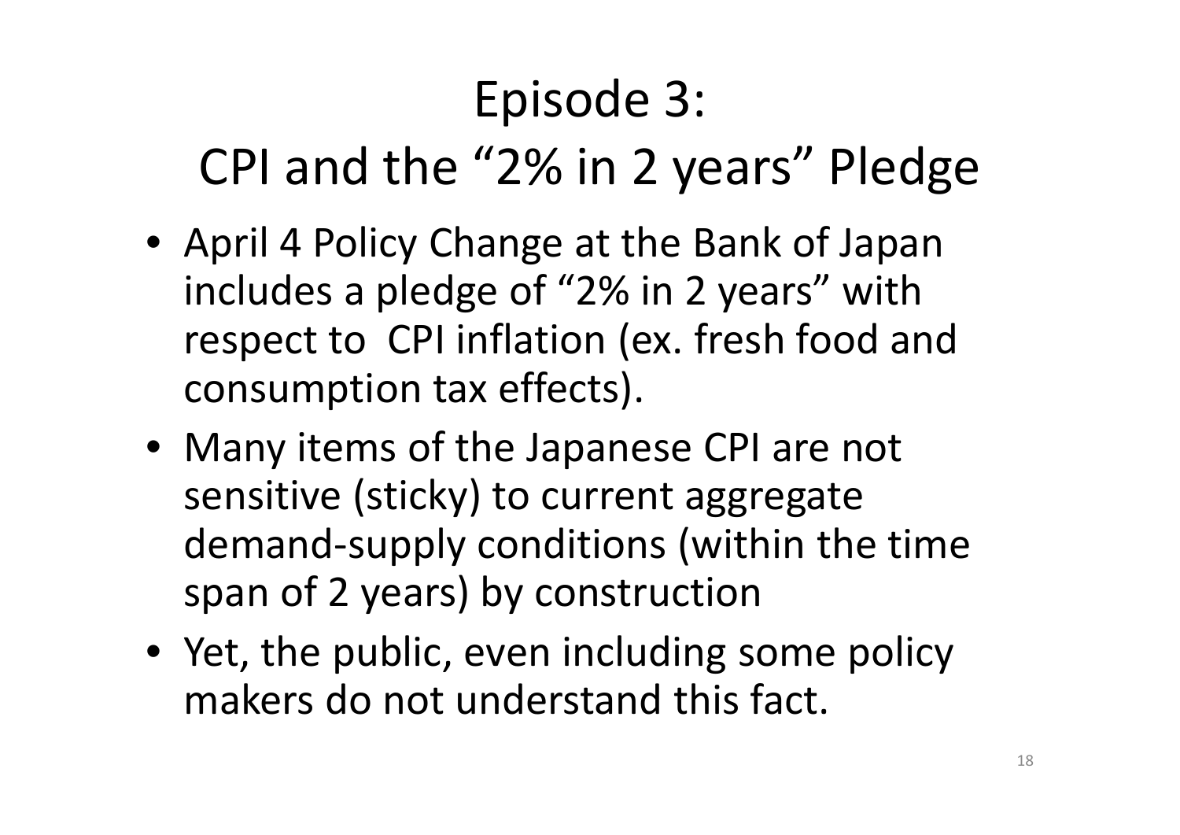# Episode 3: CPI and the "2% in 2 years" Pledge

- April 4 Policy Change at the Bank of Japan includes a pledge of "2% in 2 years" with respect to CPI inflation (ex. fresh food and consumption tax effects).
- Many items of the Japanese CPI are not sensitive (sticky) to current aggregate demand-supply conditions (within the time span of 2 years) by construction
- Yet, the public, even including some policy makers do not understand this fact.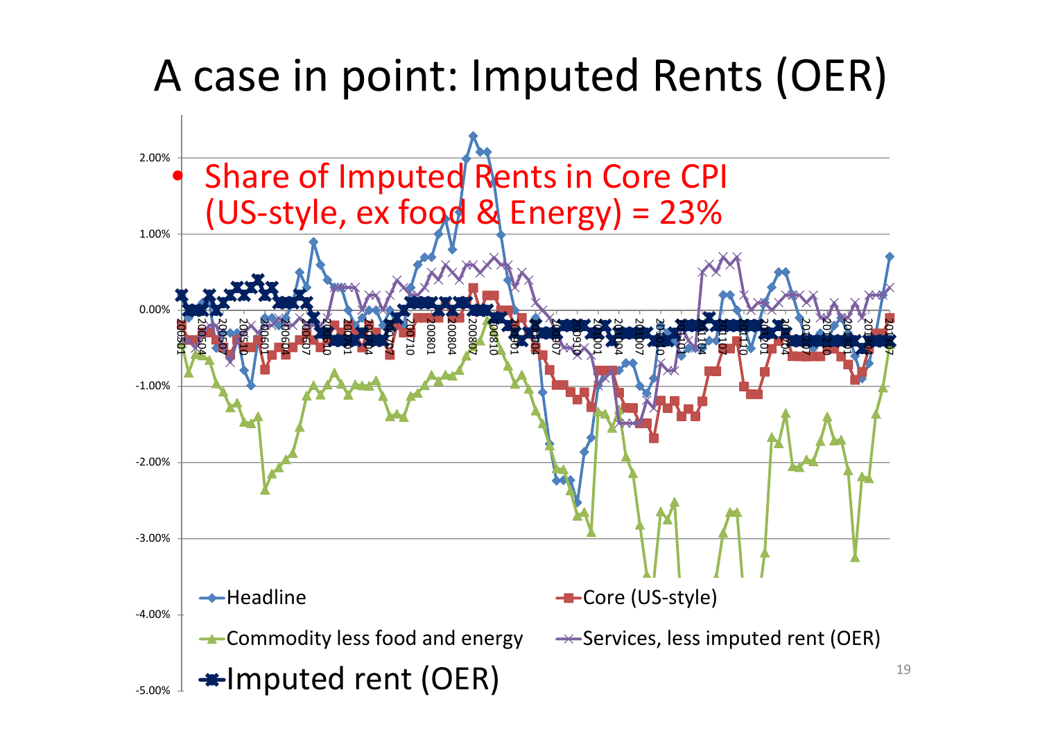# A case in point: Imputed Rents (OER)

- Share of Imputed Rents in Core CPI (US-style, ex food & Energy) = 23%

2.00%
1.00%
0.00%
-1.00%
-2.00%
-3.00%
-4.00%
-5.00%

200501, 200504, 200507, 200510, 200601, 200604, 200607, 200610, 200701, 200704, 200707, 200710, 200801, 200804, 200807, 200810, 200901, 200904, 200907, 200910, 201001, 201004, 201007, 201010, 201101, 201104, 201107, 201110, 201201, 201204, 201207, 201210, 201301, 201304, 201307

- Headline
- Core (US-style)
- Commodity less food and energy
- Services, less imputed rent (OER)
- Imputed rent (OER)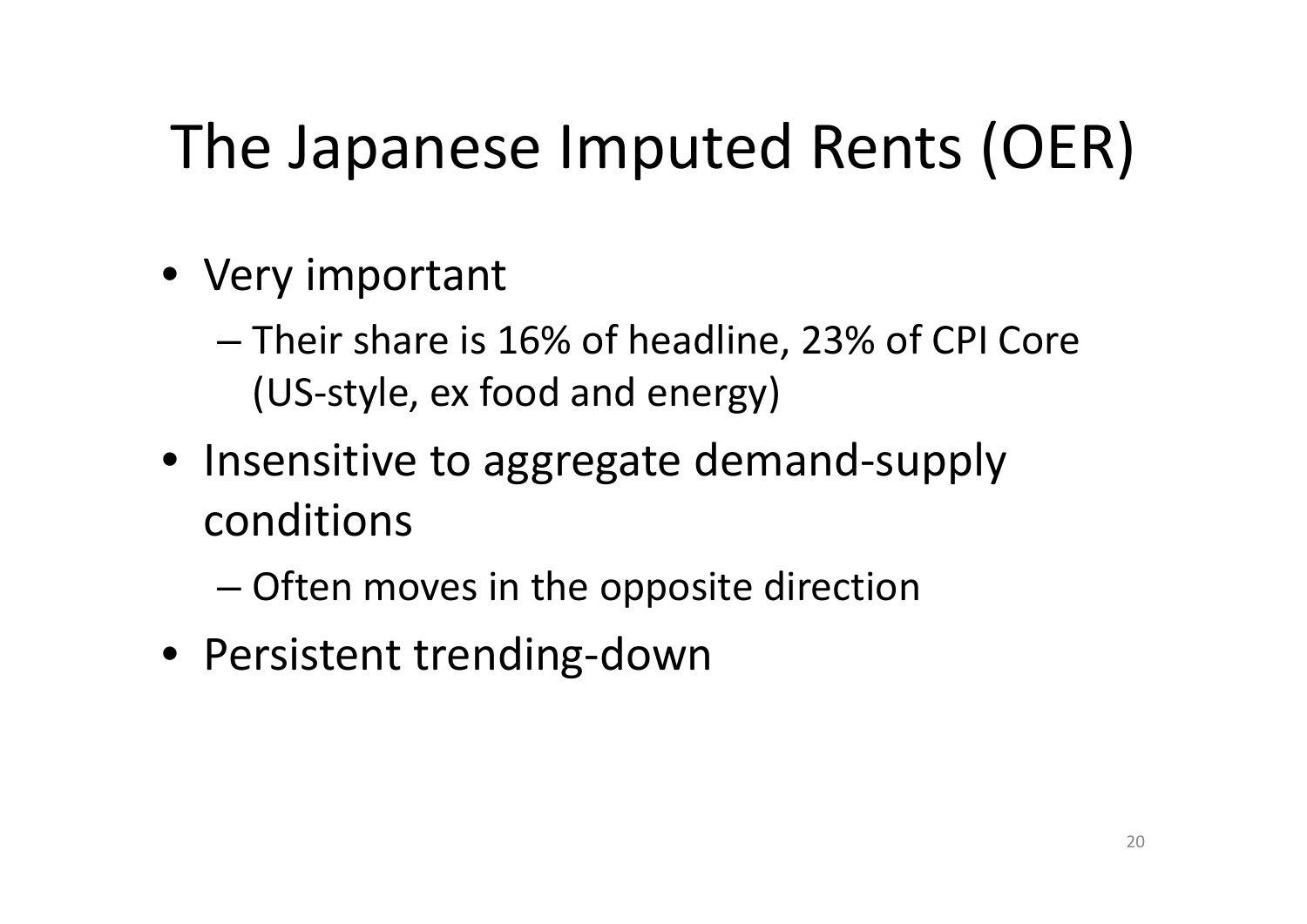# The Japanese Imputed Rents (OER)

- Very important
  - Their share is 16% of headline, 23% of CPI Core (US-style, ex food and energy)
- Insensitive to aggregate demand-supply conditions
  - Often moves in the opposite direction
- Persistent trending-down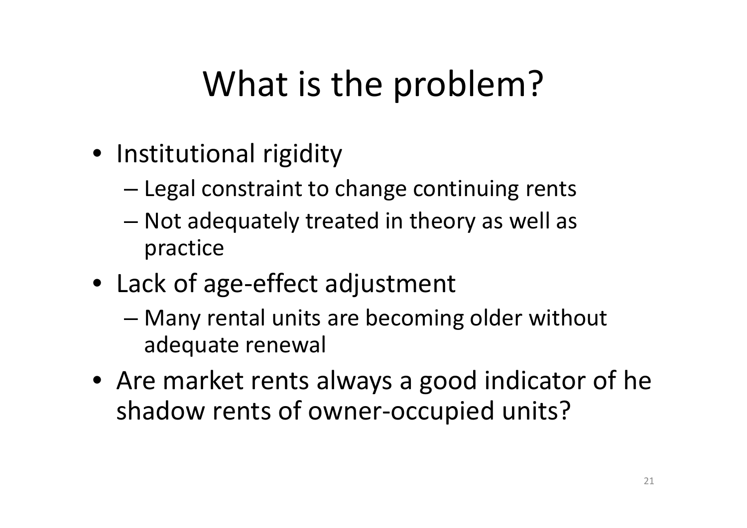# What is the problem?

- Institutional rigidity
  - Legal constraint to change continuing rents
  - Not adequately treated in theory as well as practice
- Lack of age-effect adjustment
  - Many rental units are becoming older without adequate renewal
- Are market rents always a good indicator of he shadow rents of owner-occupied units?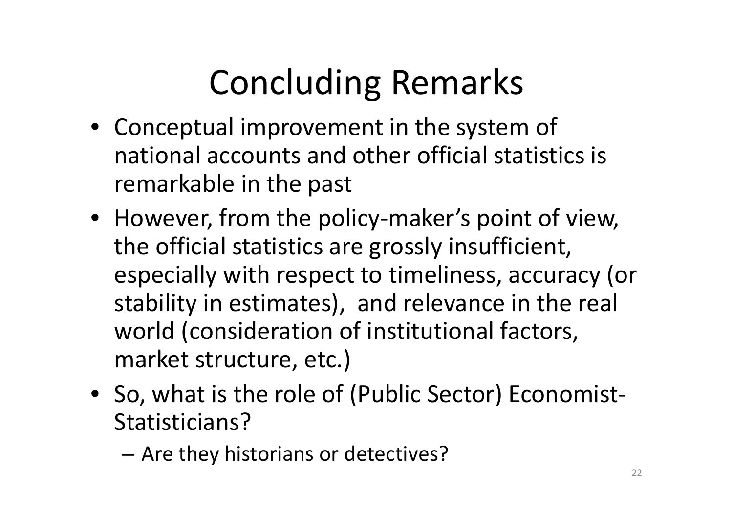# Concluding Remarks

- Conceptual improvement in the system of national accounts and other official statistics is remarkable in the past
- However, from the policy-maker's point of view, the official statistics are grossly insufficient, especially with respect to timeliness, accuracy (or stability in estimates), and relevance in the real world (consideration of institutional factors, market structure, etc.)
- So, what is the role of (Public Sector) Economist-Statisticians?
  - Are they historians or detectives?